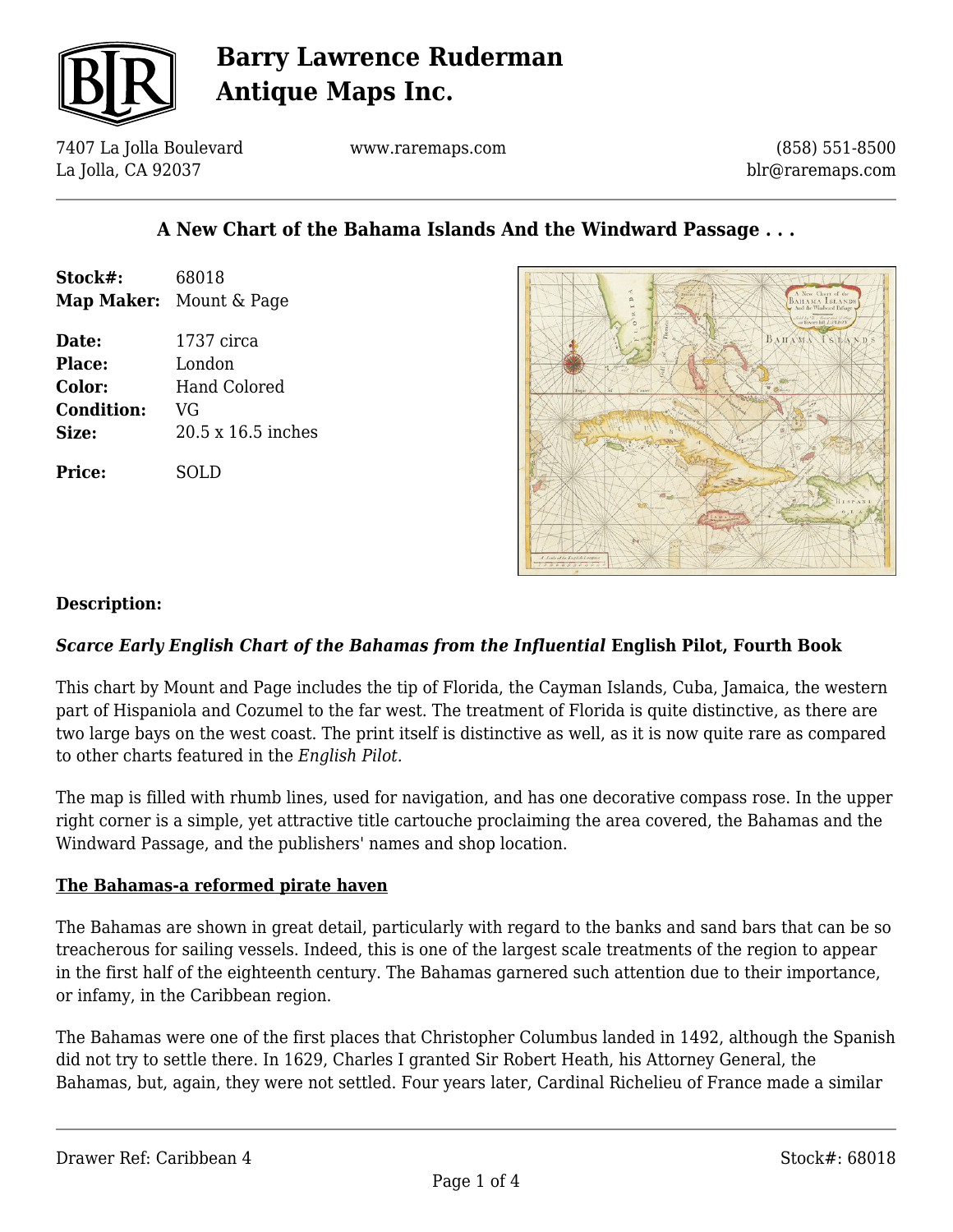# Barry Lawrence Ruderman Antique Maps Inc.

7407 La Jolla Boulevard
La Jolla, CA 92037

www.raremaps.com

(858) 551-8500
blr@raremaps.com

## A New Chart of the Bahama Islands And the Windward Passage . . .

| | |
|---|---|
| **Stock#:** | 68018 |
| **Map Maker:** | Mount & Page |
| **Date:** | 1737 circa |
| **Place:** | London |
| **Color:** | Hand Colored |
| **Condition:** | VG |
| **Size:** | 20.5 x 16.5 inches |
| **Price:** | SOLD |

### Description:

***Scarce Early English Chart of the Bahamas from the Influential* English Pilot, Fourth Book**

This chart by Mount and Page includes the tip of Florida, the Cayman Islands, Cuba, Jamaica, the western part of Hispaniola and Cozumel to the far west. The treatment of Florida is quite distinctive, as there are two large bays on the west coast. The print itself is distinctive as well, as it is now quite rare as compared to other charts featured in the *English Pilot.*

The map is filled with rhumb lines, used for navigation, and has one decorative compass rose. In the upper right corner is a simple, yet attractive title cartouche proclaiming the area covered, the Bahamas and the Windward Passage, and the publishers' names and shop location.

**The Bahamas-a reformed pirate haven**

The Bahamas are shown in great detail, particularly with regard to the banks and sand bars that can be so treacherous for sailing vessels. Indeed, this is one of the largest scale treatments of the region to appear in the first half of the eighteenth century. The Bahamas garnered such attention due to their importance, or infamy, in the Caribbean region.

The Bahamas were one of the first places that Christopher Columbus landed in 1492, although the Spanish did not try to settle there. In 1629, Charles I granted Sir Robert Heath, his Attorney General, the Bahamas, but, again, they were not settled. Four years later, Cardinal Richelieu of France made a similar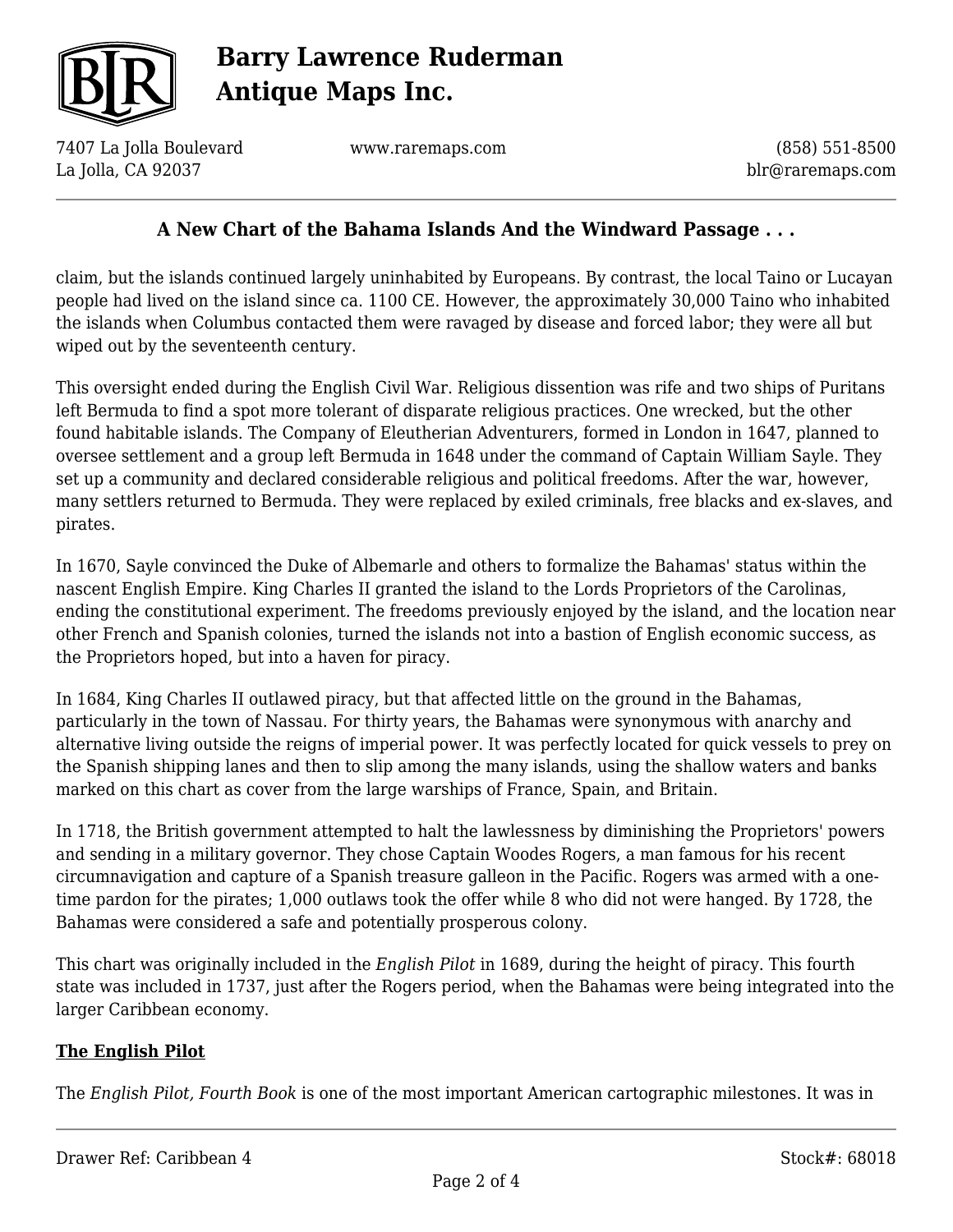claim, but the islands continued largely uninhabited by Europeans. By contrast, the local Taino or Lucayan people had lived on the island since ca. 1100 CE. However, the approximately 30,000 Taino who inhabited the islands when Columbus contacted them were ravaged by disease and forced labor; they were all but wiped out by the seventeenth century.

This oversight ended during the English Civil War. Religious dissention was rife and two ships of Puritans left Bermuda to find a spot more tolerant of disparate religious practices. One wrecked, but the other found habitable islands. The Company of Eleutherian Adventurers, formed in London in 1647, planned to oversee settlement and a group left Bermuda in 1648 under the command of Captain William Sayle. They set up a community and declared considerable religious and political freedoms. After the war, however, many settlers returned to Bermuda. They were replaced by exiled criminals, free blacks and ex-slaves, and pirates.

In 1670, Sayle convinced the Duke of Albemarle and others to formalize the Bahamas' status within the nascent English Empire. King Charles II granted the island to the Lords Proprietors of the Carolinas, ending the constitutional experiment. The freedoms previously enjoyed by the island, and the location near other French and Spanish colonies, turned the islands not into a bastion of English economic success, as the Proprietors hoped, but into a haven for piracy.

In 1684, King Charles II outlawed piracy, but that affected little on the ground in the Bahamas, particularly in the town of Nassau. For thirty years, the Bahamas were synonymous with anarchy and alternative living outside the reigns of imperial power. It was perfectly located for quick vessels to prey on the Spanish shipping lanes and then to slip among the many islands, using the shallow waters and banks marked on this chart as cover from the large warships of France, Spain, and Britain.

In 1718, the British government attempted to halt the lawlessness by diminishing the Proprietors' powers and sending in a military governor. They chose Captain Woodes Rogers, a man famous for his recent circumnavigation and capture of a Spanish treasure galleon in the Pacific. Rogers was armed with a one-time pardon for the pirates; 1,000 outlaws took the offer while 8 who did not were hanged. By 1728, the Bahamas were considered a safe and potentially prosperous colony.

This chart was originally included in the *English Pilot* in 1689, during the height of piracy. This fourth state was included in 1737, just after the Rogers period, when the Bahamas were being integrated into the larger Caribbean economy.

## The English Pilot

The *English Pilot, Fourth Book* is one of the most important American cartographic milestones. It was in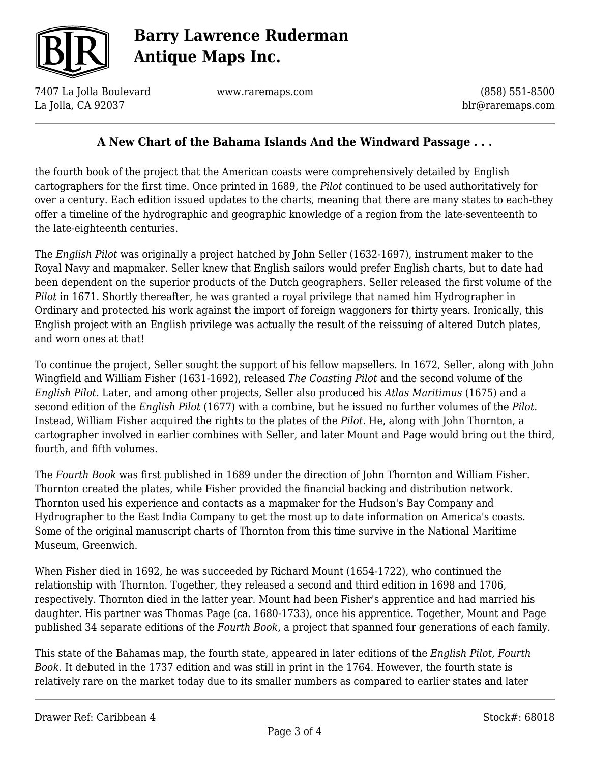the fourth book of the project that the American coasts were comprehensively detailed by English cartographers for the first time. Once printed in 1689, the *Pilot* continued to be used authoritatively for over a century. Each edition issued updates to the charts, meaning that there are many states to each-they offer a timeline of the hydrographic and geographic knowledge of a region from the late-seventeenth to the late-eighteenth centuries.

The *English Pilot* was originally a project hatched by John Seller (1632-1697), instrument maker to the Royal Navy and mapmaker. Seller knew that English sailors would prefer English charts, but to date had been dependent on the superior products of the Dutch geographers. Seller released the first volume of the *Pilot* in 1671. Shortly thereafter, he was granted a royal privilege that named him Hydrographer in Ordinary and protected his work against the import of foreign waggoners for thirty years. Ironically, this English project with an English privilege was actually the result of the reissuing of altered Dutch plates, and worn ones at that!

To continue the project, Seller sought the support of his fellow mapsellers. In 1672, Seller, along with John Wingfield and William Fisher (1631-1692), released *The Coasting Pilot* and the second volume of the *English Pilot*. Later, and among other projects, Seller also produced his *Atlas Maritimus* (1675) and a second edition of the *English Pilot* (1677) with a combine, but he issued no further volumes of the *Pilot*. Instead, William Fisher acquired the rights to the plates of the *Pilot.* He, along with John Thornton, a cartographer involved in earlier combines with Seller, and later Mount and Page would bring out the third, fourth, and fifth volumes.

The *Fourth Book* was first published in 1689 under the direction of John Thornton and William Fisher. Thornton created the plates, while Fisher provided the financial backing and distribution network. Thornton used his experience and contacts as a mapmaker for the Hudson's Bay Company and Hydrographer to the East India Company to get the most up to date information on America's coasts. Some of the original manuscript charts of Thornton from this time survive in the National Maritime Museum, Greenwich.

When Fisher died in 1692, he was succeeded by Richard Mount (1654-1722), who continued the relationship with Thornton. Together, they released a second and third edition in 1698 and 1706, respectively. Thornton died in the latter year. Mount had been Fisher's apprentice and had married his daughter. His partner was Thomas Page (ca. 1680-1733), once his apprentice. Together, Mount and Page published 34 separate editions of the *Fourth Book*, a project that spanned four generations of each family.

This state of the Bahamas map, the fourth state, appeared in later editions of the *English Pilot, Fourth Book*. It debuted in the 1737 edition and was still in print in the 1764. However, the fourth state is relatively rare on the market today due to its smaller numbers as compared to earlier states and later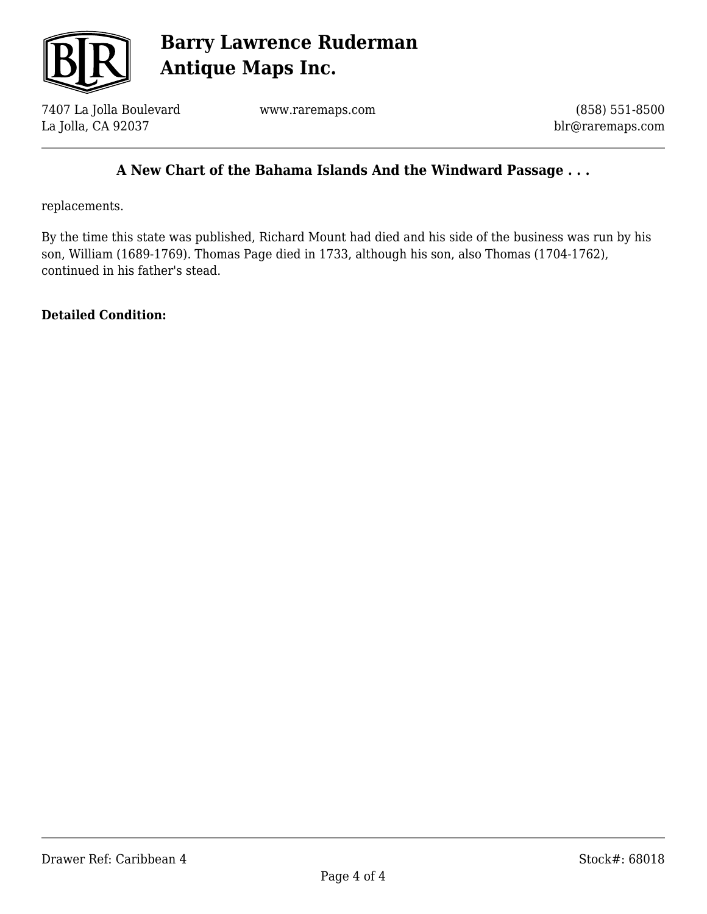replacements.

By the time this state was published, Richard Mount had died and his side of the business was run by his son, William (1689-1769). Thomas Page died in 1733, although his son, also Thomas (1704-1762), continued in his father's stead.

**Detailed Condition:**